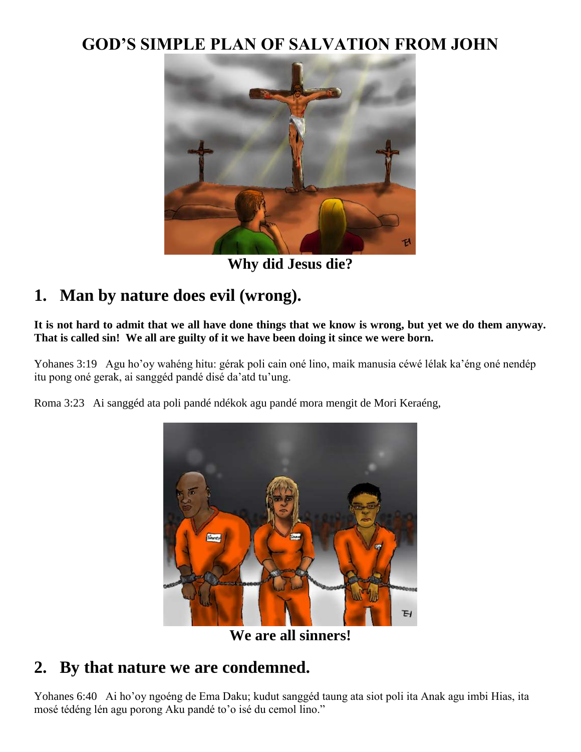# GOD'S SIMPLE PLAN OF SALVATION FROM JOHN

Why did Jesus die?

## 1. Man by nature does evil (wrong).

**It is not hard to admit that we all have done things that we know is wrong, but yet we do them anyway. That is called sin! We all are guilty of it we have been doing it since we were born.**

Yohanes 3:19 Agu ho'oy wahéng hitu: gérak poli cain oné lino, maik manusia céwé lélak ka'éng oné nendép itu pong oné gerak, ai sanggéd pandé disé da'atd tu'ung.

Roma 3:23 Ai sanggéd ata poli pandé ndékok agu pandé mora mengit de Mori Keraéng,

We are all sinners!

## 2. By that nature we are condemned.

Yohanes 6:40 Ai ho'oy ngoéng de Ema Daku; kudut sanggéd taung ata siot poli ita Anak agu imbi Hias, ita mosé tédéng lén agu porong Aku pandé to'o isé du cemol lino."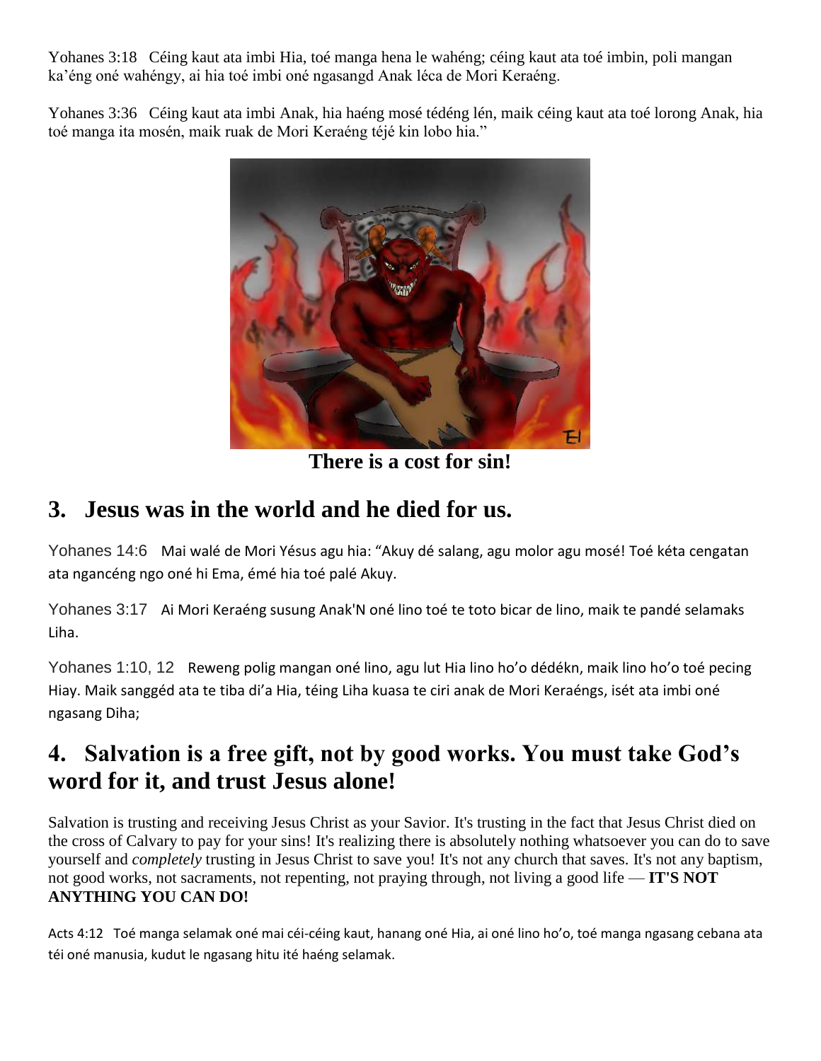Yohanes 3:18 Céing kaut ata imbi Hia, toé manga hena le wahéng; céing kaut ata toé imbin, poli mangan ka'éng oné wahéngy, ai hia toé imbi oné ngasangd Anak léca de Mori Keraéng.

Yohanes 3:36 Céing kaut ata imbi Anak, hia haéng mosé tédéng lén, maik céing kaut ata toé lorong Anak, hia toé manga ita mosén, maik ruak de Mori Keraéng téjé kin lobo hia."

**There is a cost for sin!**

## 3. Jesus was in the world and he died for us.

Yohanes 14:6 Mai walé de Mori Yésus agu hia: "Akuy dé salang, agu molor agu mosé! Toé kéta cengatan ata ngancéng ngo oné hi Ema, émé hia toé palé Akuy.

Yohanes 3:17 Ai Mori Keraéng susung Anak'N oné lino toé te toto bicar de lino, maik te pandé selamaks Liha.

Yohanes 1:10, 12 Reweng polig mangan oné lino, agu lut Hia lino ho'o dédékn, maik lino ho'o toé pecing Hiay. Maik sanggéd ata te tiba di'a Hia, téing Liha kuasa te ciri anak de Mori Keraéngs, isét ata imbi oné ngasang Diha;

## 4. Salvation is a free gift, not by good works. You must take God's word for it, and trust Jesus alone!

Salvation is trusting and receiving Jesus Christ as your Savior. It's trusting in the fact that Jesus Christ died on the cross of Calvary to pay for your sins! It's realizing there is absolutely nothing whatsoever you can do to save yourself and *completely* trusting in Jesus Christ to save you! It's not any church that saves. It's not any baptism, not good works, not sacraments, not repenting, not praying through, not living a good life — **IT'S NOT ANYTHING YOU CAN DO!**

Acts 4:12 Toé manga selamak oné mai céi-céing kaut, hanang oné Hia, ai oné lino ho'o, toé manga ngasang cebana ata téi oné manusia, kudut le ngasang hitu ité haéng selamak.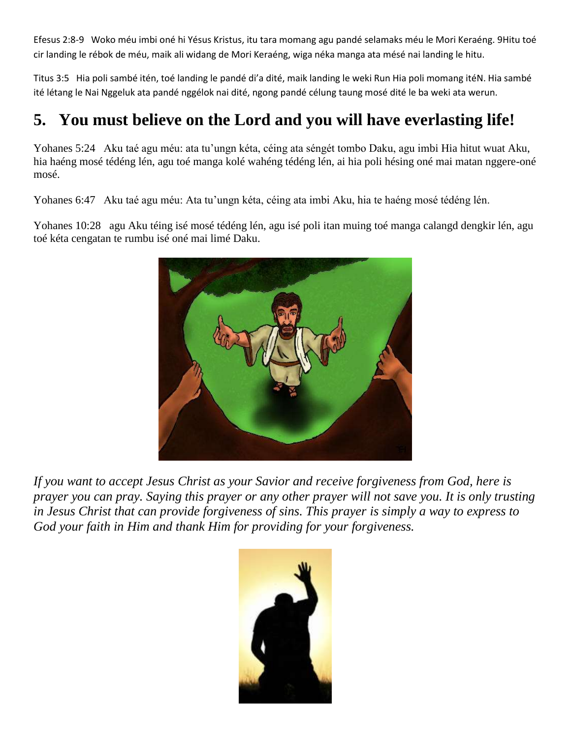Efesus 2:8-9 Woko méu imbi oné hi Yésus Kristus, itu tara momang agu pandé selamaks méu le Mori Keraéng. 9Hitu toé cir landing le rébok de méu, maik ali widang de Mori Keraéng, wiga néka manga ata mésé nai landing le hitu.

Titus 3:5 Hia poli sambé itén, toé landing le pandé di'a dité, maik landing le weki Run Hia poli momang itéN. Hia sambé ité létang le Nai Nggeluk ata pandé nggélok nai dité, ngong pandé célung taung mosé dité le ba weki ata werun.

## 5. You must believe on the Lord and you will have everlasting life!

Yohanes 5:24 Aku taé agu méu: ata tu'ungn kéta, céing ata séngét tombo Daku, agu imbi Hia hitut wuat Aku, hia haéng mosé tédéng lén, agu toé manga kolé wahéng tédéng lén, ai hia poli hésing oné mai matan nggere-oné mosé.

Yohanes 6:47 Aku taé agu méu: Ata tu'ungn kéta, céing ata imbi Aku, hia te haéng mosé tédéng lén.

Yohanes 10:28 agu Aku téing isé mosé tédéng lén, agu isé poli itan muing toé manga calangd dengkir lén, agu toé kéta cengatan te rumbu isé oné mai limé Daku.

*If you want to accept Jesus Christ as your Savior and receive forgiveness from God, here is prayer you can pray. Saying this prayer or any other prayer will not save you. It is only trusting in Jesus Christ that can provide forgiveness of sins. This prayer is simply a way to express to God your faith in Him and thank Him for providing for your forgiveness.*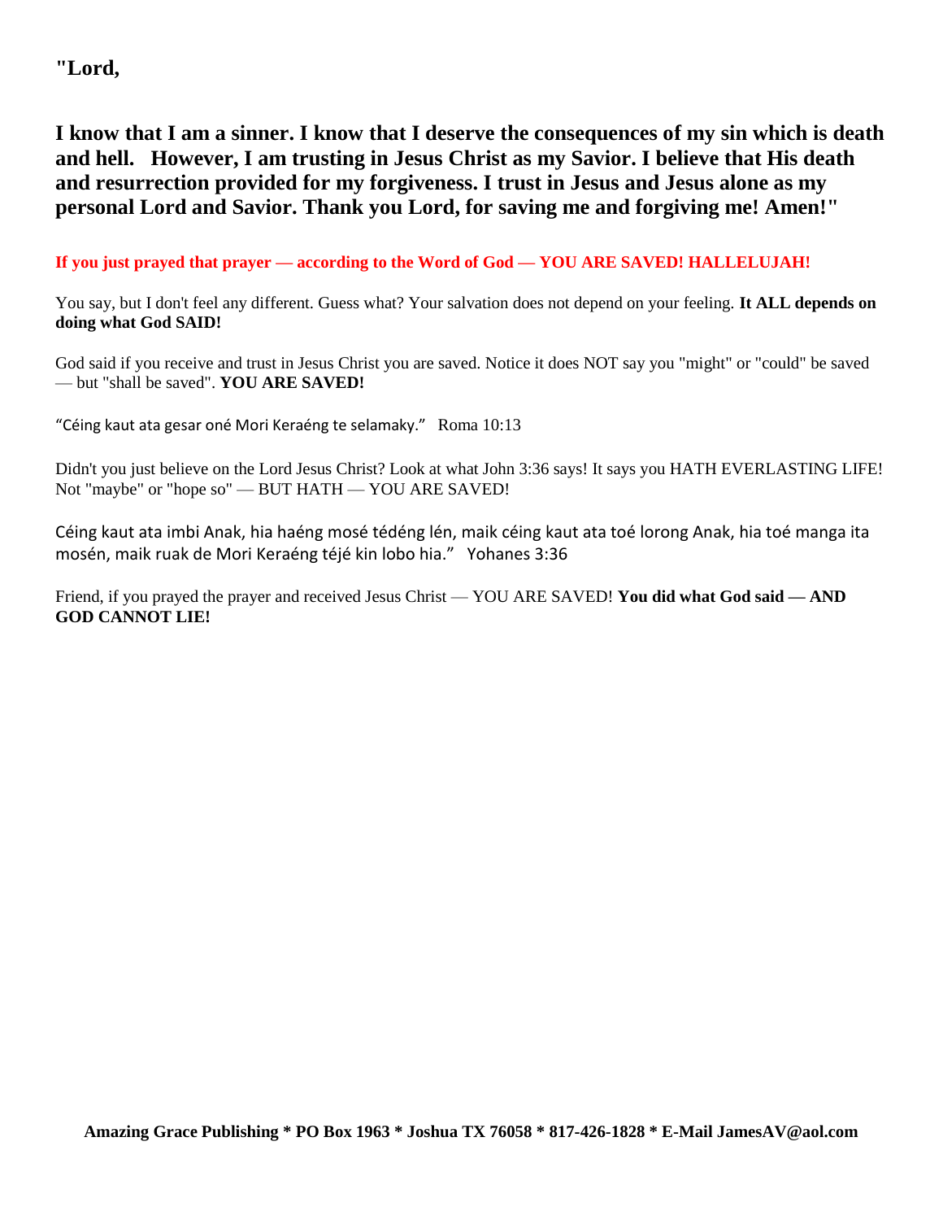**"Lord,**

**I know that I am a sinner. I know that I deserve the consequences of my sin which is death and hell. However, I am trusting in Jesus Christ as my Savior. I believe that His death and resurrection provided for my forgiveness. I trust in Jesus and Jesus alone as my personal Lord and Savior. Thank you Lord, for saving me and forgiving me! Amen!"**

**If you just prayed that prayer — according to the Word of God — YOU ARE SAVED! HALLELUJAH!**

You say, but I don't feel any different. Guess what? Your salvation does not depend on your feeling. **It ALL depends on doing what God SAID!**

God said if you receive and trust in Jesus Christ you are saved. Notice it does NOT say you "might" or "could" be saved — but "shall be saved". **YOU ARE SAVED!**

"Céing kaut ata gesar oné Mori Keraéng te selamaky." Roma 10:13

Didn't you just believe on the Lord Jesus Christ? Look at what John 3:36 says! It says you HATH EVERLASTING LIFE! Not "maybe" or "hope so" — BUT HATH — YOU ARE SAVED!

Céing kaut ata imbi Anak, hia haéng mosé tédéng lén, maik céing kaut ata toé lorong Anak, hia toé manga ita mosén, maik ruak de Mori Keraéng téjé kin lobo hia." Yohanes 3:36

Friend, if you prayed the prayer and received Jesus Christ — YOU ARE SAVED! **You did what God said — AND GOD CANNOT LIE!**

**Amazing Grace Publishing * PO Box 1963 * Joshua TX 76058 * 817-426-1828 * E-Mail JamesAV@aol.com**